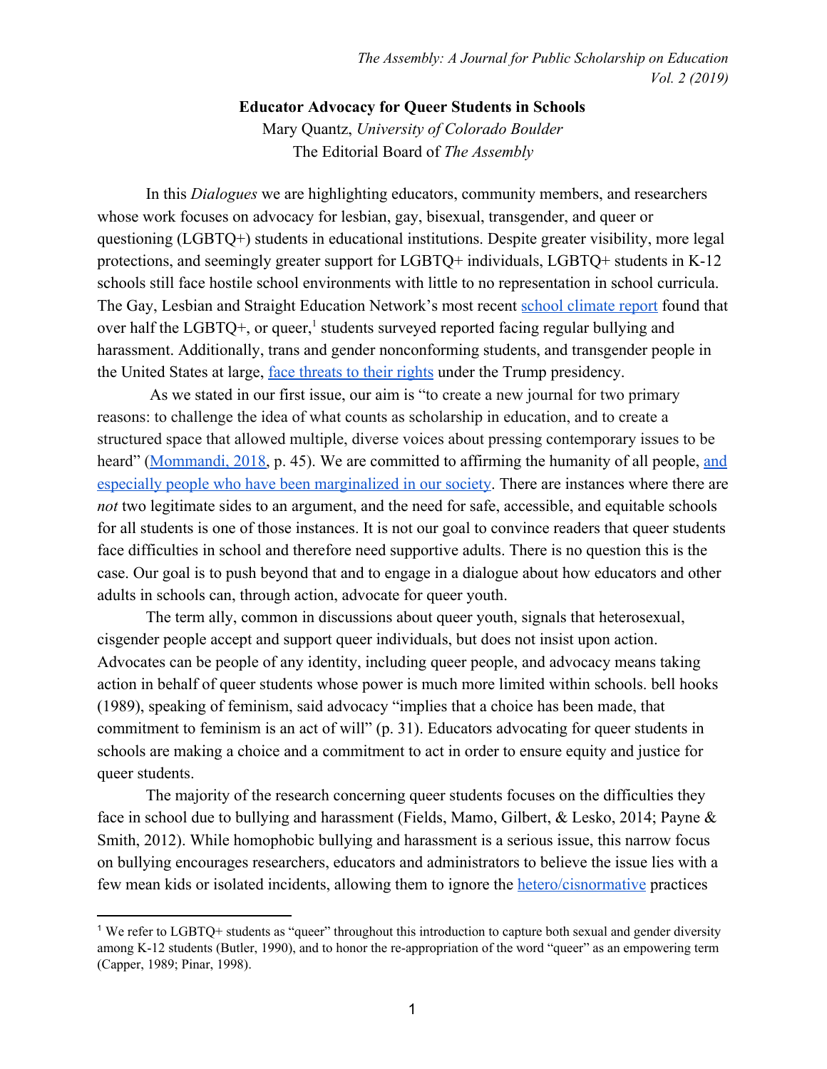# Educator Advocacy for Queer Students in Schools

Mary Quantz, *University of Colorado Boulder*
The Editorial Board of *The Assembly*

In this *Dialogues* we are highlighting educators, community members, and researchers whose work focuses on advocacy for lesbian, gay, bisexual, transgender, and queer or questioning (LGBTQ+) students in educational institutions. Despite greater visibility, more legal protections, and seemingly greater support for LGBTQ+ individuals, LGBTQ+ students in K-12 schools still face hostile school environments with little to no representation in school curricula. The Gay, Lesbian and Straight Education Network's most recent school climate report found that over half the LGBTQ+, or queer,[1] students surveyed reported facing regular bullying and harassment. Additionally, trans and gender nonconforming students, and transgender people in the United States at large, face threats to their rights under the Trump presidency.

As we stated in our first issue, our aim is "to create a new journal for two primary reasons: to challenge the idea of what counts as scholarship in education, and to create a structured space that allowed multiple, diverse voices about pressing contemporary issues to be heard" (Mommandi, 2018, p. 45). We are committed to affirming the humanity of all people, and especially people who have been marginalized in our society. There are instances where there are *not* two legitimate sides to an argument, and the need for safe, accessible, and equitable schools for all students is one of those instances. It is not our goal to convince readers that queer students face difficulties in school and therefore need supportive adults. There is no question this is the case. Our goal is to push beyond that and to engage in a dialogue about how educators and other adults in schools can, through action, advocate for queer youth.

The term ally, common in discussions about queer youth, signals that heterosexual, cisgender people accept and support queer individuals, but does not insist upon action. Advocates can be people of any identity, including queer people, and advocacy means taking action in behalf of queer students whose power is much more limited within schools. bell hooks (1989), speaking of feminism, said advocacy "implies that a choice has been made, that commitment to feminism is an act of will" (p. 31). Educators advocating for queer students in schools are making a choice and a commitment to act in order to ensure equity and justice for queer students.

The majority of the research concerning queer students focuses on the difficulties they face in school due to bullying and harassment (Fields, Mamo, Gilbert, & Lesko, 2014; Payne & Smith, 2012). While homophobic bullying and harassment is a serious issue, this narrow focus on bullying encourages researchers, educators and administrators to believe the issue lies with a few mean kids or isolated incidents, allowing them to ignore the hetero/cisnormative practices

[1] We refer to LGBTQ+ students as "queer" throughout this introduction to capture both sexual and gender diversity among K-12 students (Butler, 1990), and to honor the re-appropriation of the word "queer" as an empowering term (Capper, 1989; Pinar, 1998).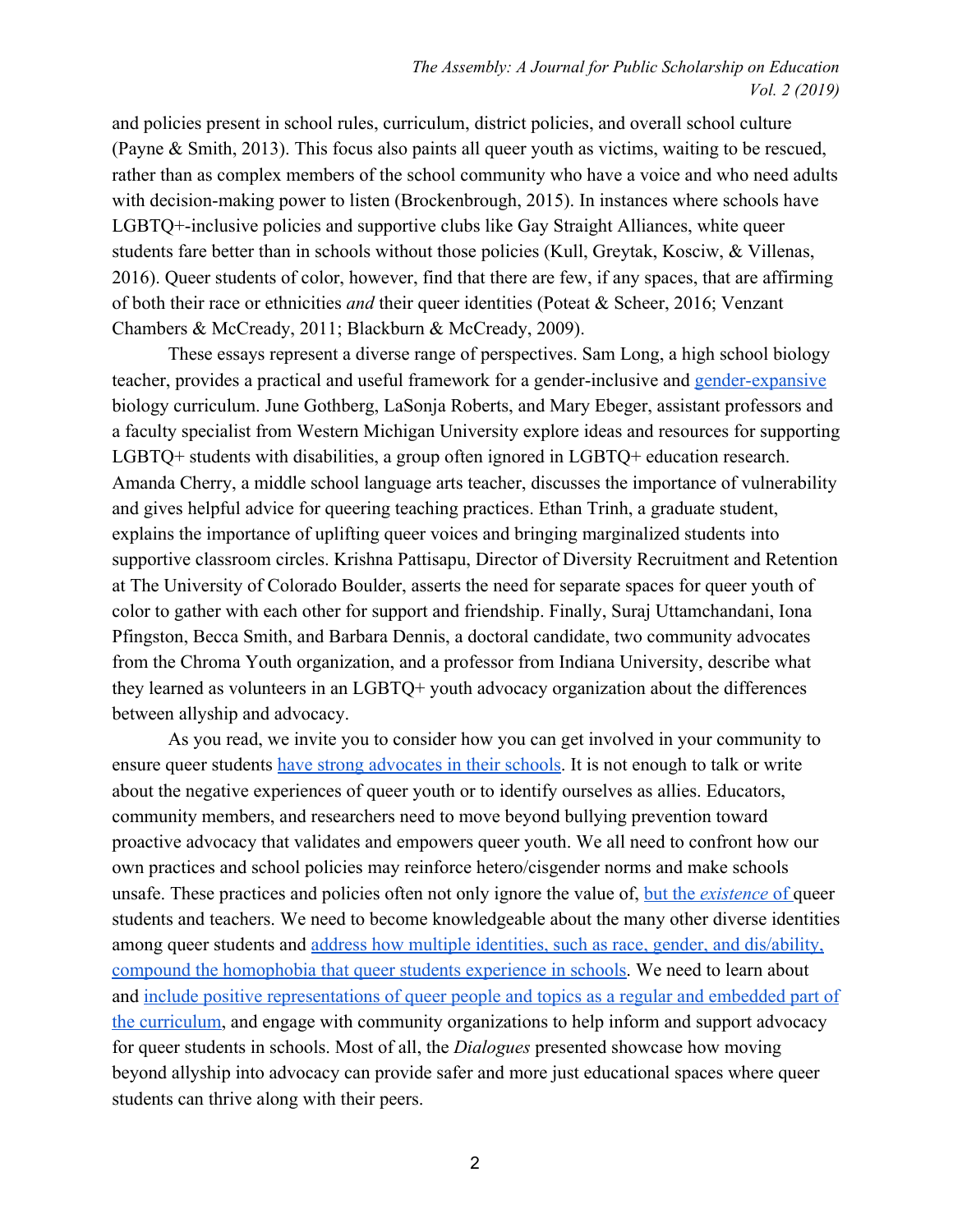and policies present in school rules, curriculum, district policies, and overall school culture (Payne & Smith, 2013). This focus also paints all queer youth as victims, waiting to be rescued, rather than as complex members of the school community who have a voice and who need adults with decision-making power to listen (Brockenbrough, 2015). In instances where schools have LGBTQ+-inclusive policies and supportive clubs like Gay Straight Alliances, white queer students fare better than in schools without those policies (Kull, Greytak, Kosciw, & Villenas, 2016). Queer students of color, however, find that there are few, if any spaces, that are affirming of both their race or ethnicities *and* their queer identities (Poteat & Scheer, 2016; Venzant Chambers & McCready, 2011; Blackburn & McCready, 2009).

These essays represent a diverse range of perspectives. Sam Long, a high school biology teacher, provides a practical and useful framework for a gender-inclusive and gender-expansive biology curriculum. June Gothberg, LaSonja Roberts, and Mary Ebeger, assistant professors and a faculty specialist from Western Michigan University explore ideas and resources for supporting LGBTQ+ students with disabilities, a group often ignored in LGBTQ+ education research. Amanda Cherry, a middle school language arts teacher, discusses the importance of vulnerability and gives helpful advice for queering teaching practices. Ethan Trinh, a graduate student, explains the importance of uplifting queer voices and bringing marginalized students into supportive classroom circles. Krishna Pattisapu, Director of Diversity Recruitment and Retention at The University of Colorado Boulder, asserts the need for separate spaces for queer youth of color to gather with each other for support and friendship. Finally, Suraj Uttamchandani, Iona Pfingston, Becca Smith, and Barbara Dennis, a doctoral candidate, two community advocates from the Chroma Youth organization, and a professor from Indiana University, describe what they learned as volunteers in an LGBTQ+ youth advocacy organization about the differences between allyship and advocacy.

As you read, we invite you to consider how you can get involved in your community to ensure queer students have strong advocates in their schools. It is not enough to talk or write about the negative experiences of queer youth or to identify ourselves as allies. Educators, community members, and researchers need to move beyond bullying prevention toward proactive advocacy that validates and empowers queer youth. We all need to confront how our own practices and school policies may reinforce hetero/cisgender norms and make schools unsafe. These practices and policies often not only ignore the value of, but the *existence* of queer students and teachers. We need to become knowledgeable about the many other diverse identities among queer students and address how multiple identities, such as race, gender, and dis/ability, compound the homophobia that queer students experience in schools. We need to learn about and include positive representations of queer people and topics as a regular and embedded part of the curriculum, and engage with community organizations to help inform and support advocacy for queer students in schools. Most of all, the *Dialogues* presented showcase how moving beyond allyship into advocacy can provide safer and more just educational spaces where queer students can thrive along with their peers.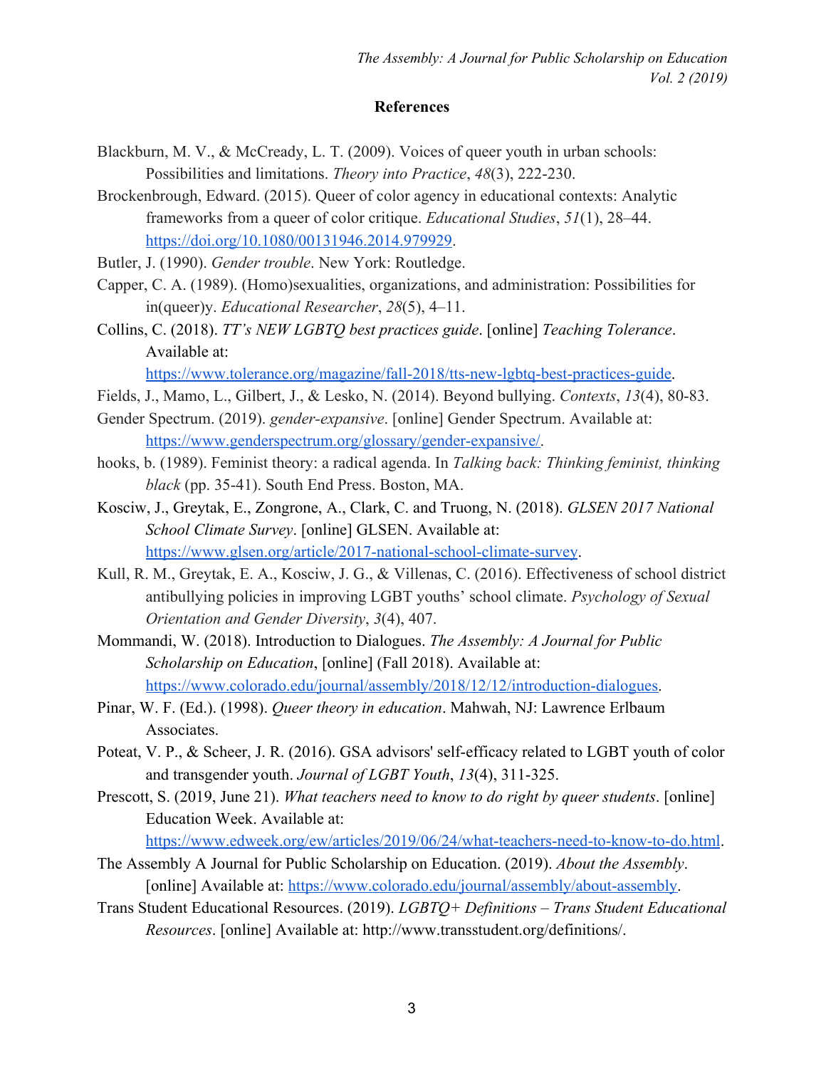## References

Blackburn, M. V., & McCready, L. T. (2009). Voices of queer youth in urban schools: Possibilities and limitations. *Theory into Practice*, *48*(3), 222-230.

Brockenbrough, Edward. (2015). Queer of color agency in educational contexts: Analytic frameworks from a queer of color critique. *Educational Studies*, *51*(1), 28–44. https://doi.org/10.1080/00131946.2014.979929.

Butler, J. (1990). *Gender trouble*. New York: Routledge.

Capper, C. A. (1989). (Homo)sexualities, organizations, and administration: Possibilities for in(queer)y. *Educational Researcher*, *28*(5), 4–11.

Collins, C. (2018). *TT's NEW LGBTQ best practices guide*. [online] *Teaching Tolerance*. Available at: https://www.tolerance.org/magazine/fall-2018/tts-new-lgbtq-best-practices-guide.

Fields, J., Mamo, L., Gilbert, J., & Lesko, N. (2014). Beyond bullying. *Contexts*, *13*(4), 80-83.

Gender Spectrum. (2019). *gender-expansive*. [online] Gender Spectrum. Available at: https://www.genderspectrum.org/glossary/gender-expansive/.

hooks, b. (1989). Feminist theory: a radical agenda. In *Talking back: Thinking feminist, thinking black* (pp. 35-41). South End Press. Boston, MA.

Kosciw, J., Greytak, E., Zongrone, A., Clark, C. and Truong, N. (2018). *GLSEN 2017 National School Climate Survey*. [online] GLSEN. Available at: https://www.glsen.org/article/2017-national-school-climate-survey.

Kull, R. M., Greytak, E. A., Kosciw, J. G., & Villenas, C. (2016). Effectiveness of school district antibullying policies in improving LGBT youths' school climate. *Psychology of Sexual Orientation and Gender Diversity*, *3*(4), 407.

Mommandi, W. (2018). Introduction to Dialogues. *The Assembly: A Journal for Public Scholarship on Education*, [online] (Fall 2018). Available at: https://www.colorado.edu/journal/assembly/2018/12/12/introduction-dialogues.

Pinar, W. F. (Ed.). (1998). *Queer theory in education*. Mahwah, NJ: Lawrence Erlbaum Associates.

Poteat, V. P., & Scheer, J. R. (2016). GSA advisors' self-efficacy related to LGBT youth of color and transgender youth. *Journal of LGBT Youth*, *13*(4), 311-325.

Prescott, S. (2019, June 21). *What teachers need to know to do right by queer students*. [online] Education Week. Available at: https://www.edweek.org/ew/articles/2019/06/24/what-teachers-need-to-know-to-do.html.

The Assembly A Journal for Public Scholarship on Education. (2019). *About the Assembly*. [online] Available at: https://www.colorado.edu/journal/assembly/about-assembly.

Trans Student Educational Resources. (2019). *LGBTQ+ Definitions – Trans Student Educational Resources*. [online] Available at: http://www.transstudent.org/definitions/.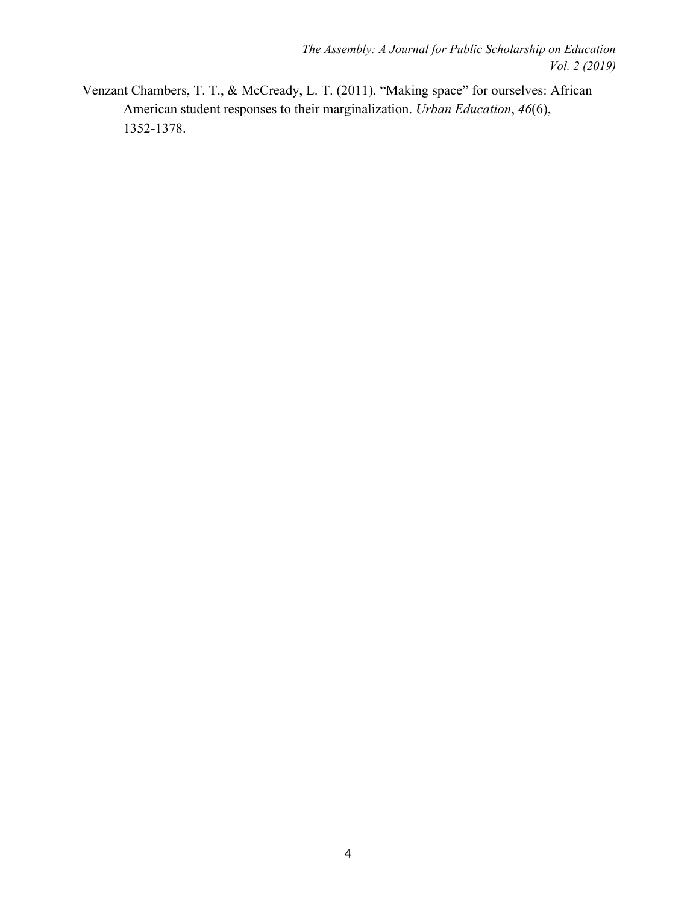Venzant Chambers, T. T., & McCready, L. T. (2011). "Making space" for ourselves: African American student responses to their marginalization. *Urban Education*, *46*(6), 1352-1378.